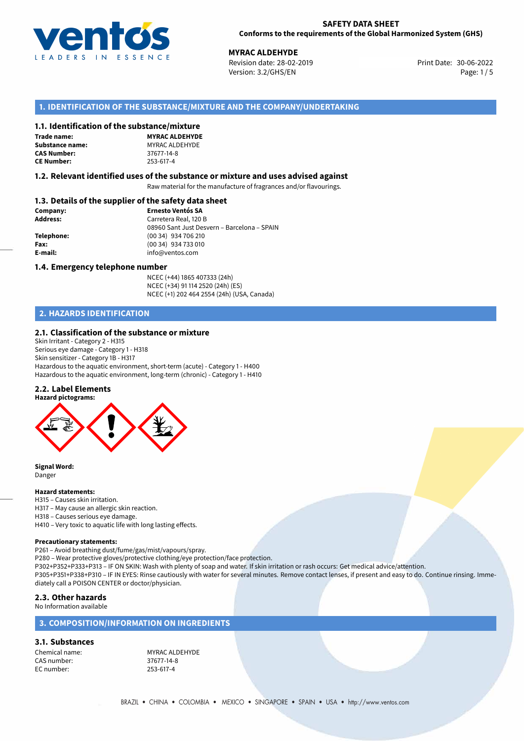**SAFETY DATA SHEET**
**Conforms to the requirements of the Global Harmonized System (GHS)**

**MYRAC ALDEHYDE**
Revision date: 28-02-2019
Version: 3.2/GHS/EN
Print Date: 30-06-2022

## 1. IDENTIFICATION OF THE SUBSTANCE/MIXTURE AND THE COMPANY/UNDERTAKING

### 1.1. Identification of the substance/mixture

| | |
|---|---|
| **Trade name:** | **MYRAC ALDEHYDE** |
| **Substance name:** | MYRAC ALDEHYDE |
| **CAS Number:** | 37677-14-8 |
| **CE Number:** | 253-617-4 |

### 1.2. Relevant identified uses of the substance or mixture and uses advised against

Raw material for the manufacture of fragrances and/or flavourings.

### 1.3. Details of the supplier of the safety data sheet

| | |
|---|---|
| **Company:** | **Ernesto Ventós SA** |
| **Address:** | Carretera Real, 120 B<br>08960 Sant Just Desvern – Barcelona – SPAIN |
| **Telephone:** | (00 34) 934 706 210 |
| **Fax:** | (00 34) 934 733 010 |
| **E-mail:** | info@ventos.com |

### 1.4. Emergency telephone number

NCEC (+44) 1865 407333 (24h)
NCEC (+34) 91 114 2520 (24h) (ES)
NCEC (+1) 202 464 2554 (24h) (USA, Canada)

## 2. HAZARDS IDENTIFICATION

### 2.1. Classification of the substance or mixture

Skin Irritant - Category 2 - H315
Serious eye damage - Category 1 - H318
Skin sensitizer - Category 1B - H317
Hazardous to the aquatic environment, short-term (acute) - Category 1 - H400
Hazardous to the aquatic environment, long-term (chronic) - Category 1 - H410

### 2.2. Label Elements

**Hazard pictograms:**

**Signal Word:**
Danger

**Hazard statements:**
H315 – Causes skin irritation.
H317 – May cause an allergic skin reaction.
H318 – Causes serious eye damage.
H410 – Very toxic to aquatic life with long lasting effects.

**Precautionary statements:**
P261 – Avoid breathing dust/fume/gas/mist/vapours/spray.
P280 – Wear protective gloves/protective clothing/eye protection/face protection.
P302+P352+P333+P313 – IF ON SKIN: Wash with plenty of soap and water. If skin irritation or rash occurs: Get medical advice/attention.
P305+P351+P338+P310 – IF IN EYES: Rinse cautiously with water for several minutes. Remove contact lenses, if present and easy to do. Continue rinsing. Immediately call a POISON CENTER or doctor/physician.

### 2.3. Other hazards

No Information available

## 3. COMPOSITION/INFORMATION ON INGREDIENTS

### 3.1. Substances

| | |
|---|---|
| Chemical name: | MYRAC ALDEHYDE |
| CAS number: | 37677-14-8 |
| EC number: | 253-617-4 |

BRAZIL • CHINA • COLOMBIA • MEXICO • SINGAPORE • SPAIN • USA • http://www.ventos.com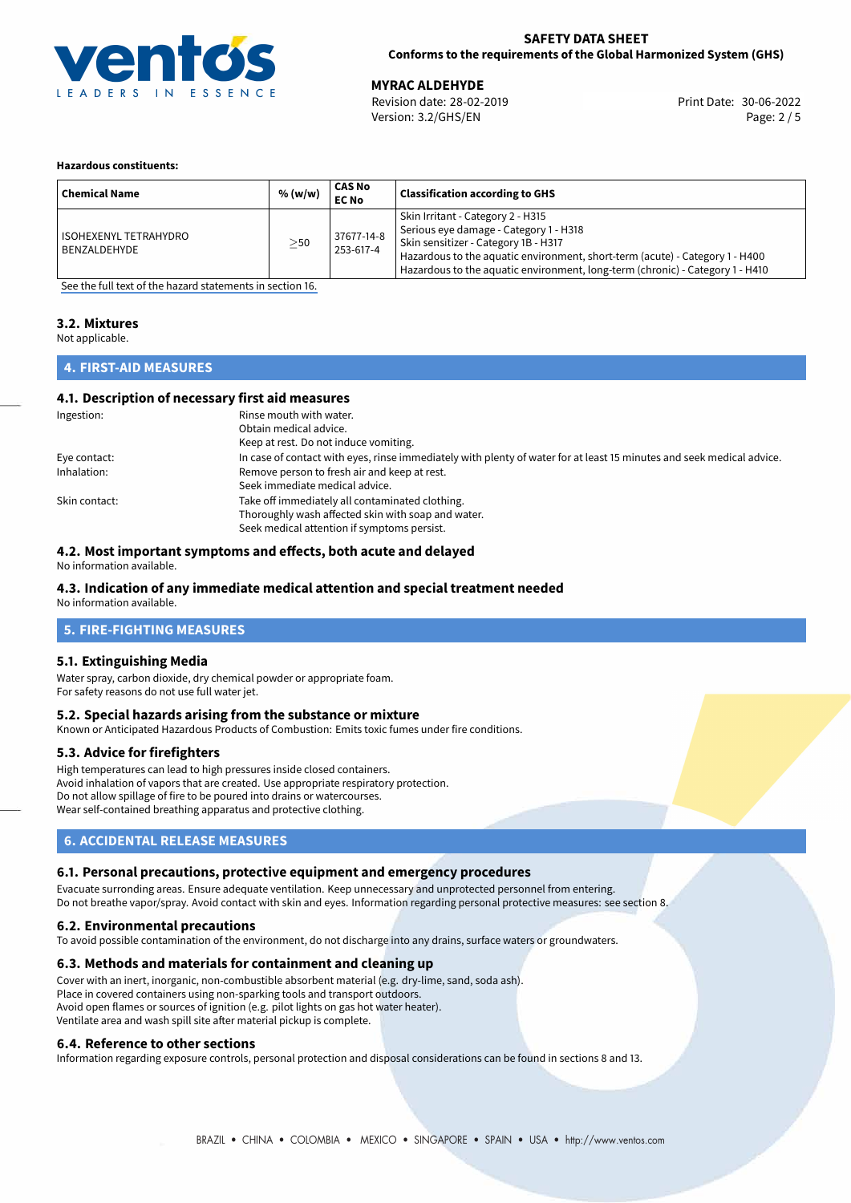**Hazardous constituents:**

| Chemical Name | % (w/w) | CAS No EC No | Classification according to GHS |
|---|---|---|---|
| ISOHEXENYL TETRAHYDRO BENZALDEHYDE | ≥50 | 37677-14-8 253-617-4 | Skin Irritant - Category 2 - H315<br>Serious eye damage - Category 1 - H318<br>Skin sensitizer - Category 1B - H317<br>Hazardous to the aquatic environment, short-term (acute) - Category 1 - H400<br>Hazardous to the aquatic environment, long-term (chronic) - Category 1 - H410 |

See the full text of the hazard statements in section 16.

### 3.2. Mixtures

Not applicable.

## 4. FIRST-AID MEASURES

### 4.1. Description of necessary first aid measures

Ingestion:
Rinse mouth with water.
Obtain medical advice.
Keep at rest. Do not induce vomiting.

Eye contact:
In case of contact with eyes, rinse immediately with plenty of water for at least 15 minutes and seek medical advice.

Inhalation:
Remove person to fresh air and keep at rest.
Seek immediate medical advice.

Skin contact:
Take off immediately all contaminated clothing.
Thoroughly wash affected skin with soap and water.
Seek medical attention if symptoms persist.

### 4.2. Most important symptoms and effects, both acute and delayed

No information available.

### 4.3. Indication of any immediate medical attention and special treatment needed

No information available.

## 5. FIRE-FIGHTING MEASURES

### 5.1. Extinguishing Media

Water spray, carbon dioxide, dry chemical powder or appropriate foam.
For safety reasons do not use full water jet.

### 5.2. Special hazards arising from the substance or mixture

Known or Anticipated Hazardous Products of Combustion: Emits toxic fumes under fire conditions.

### 5.3. Advice for firefighters

High temperatures can lead to high pressures inside closed containers.
Avoid inhalation of vapors that are created. Use appropriate respiratory protection.
Do not allow spillage of fire to be poured into drains or watercourses.
Wear self-contained breathing apparatus and protective clothing.

## 6. ACCIDENTAL RELEASE MEASURES

### 6.1. Personal precautions, protective equipment and emergency procedures

Evacuate surrounding areas. Ensure adequate ventilation. Keep unnecessary and unprotected personnel from entering.
Do not breathe vapor/spray. Avoid contact with skin and eyes. Information regarding personal protective measures: see section 8.

### 6.2. Environmental precautions

To avoid possible contamination of the environment, do not discharge into any drains, surface waters or groundwaters.

### 6.3. Methods and materials for containment and cleaning up

Cover with an inert, inorganic, non-combustible absorbent material (e.g. dry-lime, sand, soda ash).
Place in covered containers using non-sparking tools and transport outdoors.
Avoid open flames or sources of ignition (e.g. pilot lights on gas hot water heater).
Ventilate area and wash spill site after material pickup is complete.

### 6.4. Reference to other sections

Information regarding exposure controls, personal protection and disposal considerations can be found in sections 8 and 13.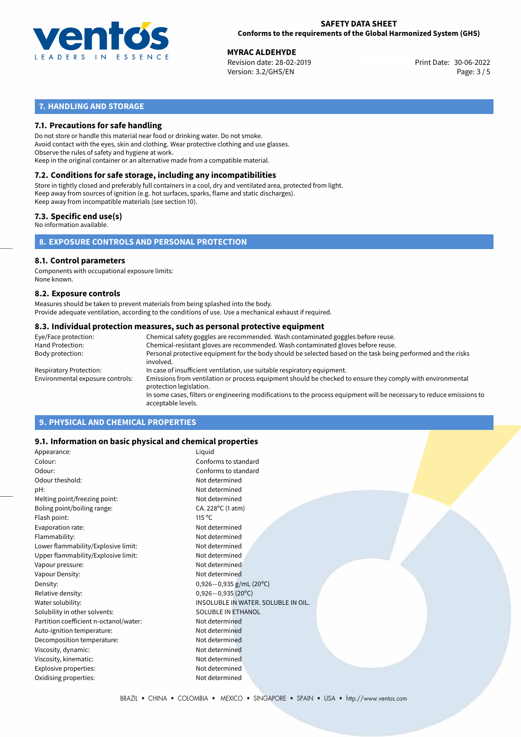## 7. HANDLING AND STORAGE

### 7.1. Precautions for safe handling

Do not store or handle this material near food or drinking water. Do not smoke.
Avoid contact with the eyes, skin and clothing. Wear protective clothing and use glasses.
Observe the rules of safety and hygiene at work.
Keep in the original container or an alternative made from a compatible material.

### 7.2. Conditions for safe storage, including any incompatibilities

Store in tightly closed and preferably full containers in a cool, dry and ventilated area, protected from light.
Keep away from sources of ignition (e.g. hot surfaces, sparks, flame and static discharges).
Keep away from incompatible materials (see section 10).

### 7.3. Specific end use(s)

No information available.

## 8. EXPOSURE CONTROLS AND PERSONAL PROTECTION

### 8.1. Control parameters

Components with occupational exposure limits:
None known.

### 8.2. Exposure controls

Measures should be taken to prevent materials from being splashed into the body.
Provide adequate ventilation, according to the conditions of use. Use a mechanical exhaust if required.

### 8.3. Individual protection measures, such as personal protective equipment

| | |
|---|---|
| Eye/Face protection: | Chemical safety goggles are recommended. Wash contaminated goggles before reuse. |
| Hand Protection: | Chemical-resistant gloves are recommended. Wash contaminated gloves before reuse. |
| Body protection: | Personal protective equipment for the body should be selected based on the task being performed and the risks involved. |
| Respiratory Protection: | In case of insufficient ventilation, use suitable respiratory equipment. |
| Environmental exposure controls: | Emissions from ventilation or process equipment should be checked to ensure they comply with environmental protection legislation. In some cases, filters or engineering modifications to the process equipment will be necessary to reduce emissions to acceptable levels. |

## 9. PHYSICAL AND CHEMICAL PROPERTIES

### 9.1. Information on basic physical and chemical properties

| | |
|---|---|
| Appearance: | Liquid |
| Colour: | Conforms to standard |
| Odour: | Conforms to standard |
| Odour theshold: | Not determined |
| pH: | Not determined |
| Melting point/freezing point: | Not determined |
| Boling point/boiling range: | CA. 228°C (1 atm) |
| Flash point: | 115 °C |
| Evaporation rate: | Not determined |
| Flammability: | Not determined |
| Lower flammability/Explosive limit: | Not determined |
| Upper flammability/Explosive limit: | Not determined |
| Vapour pressure: | Not determined |
| Vapour Density: | Not determined |
| Density: | 0,926−0,935 g/mL (20°C) |
| Relative density: | 0,926−0,935 (20°C) |
| Water solubility: | INSOLUBLE IN WATER. SOLUBLE IN OIL. |
| Solubility in other solvents: | SOLUBLE IN ETHANOL |
| Partition coefficient n-octanol/water: | Not determined |
| Auto-ignition temperature: | Not determined |
| Decomposition temperature: | Not determined |
| Viscosity, dynamic: | Not determined |
| Viscosity, kinematic: | Not determined |
| Explosive properties: | Not determined |
| Oxidising properties: | Not determined |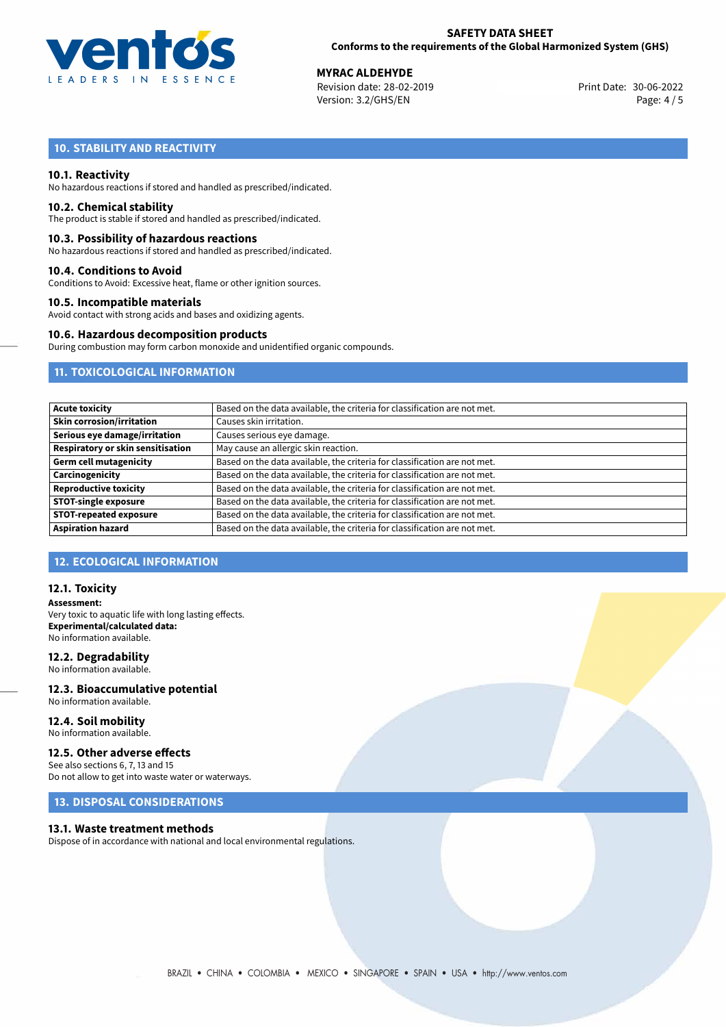## 10. STABILITY AND REACTIVITY

### 10.1. Reactivity
No hazardous reactions if stored and handled as prescribed/indicated.

### 10.2. Chemical stability
The product is stable if stored and handled as prescribed/indicated.

### 10.3. Possibility of hazardous reactions
No hazardous reactions if stored and handled as prescribed/indicated.

### 10.4. Conditions to Avoid
Conditions to Avoid: Excessive heat, flame or other ignition sources.

### 10.5. Incompatible materials
Avoid contact with strong acids and bases and oxidizing agents.

### 10.6. Hazardous decomposition products
During combustion may form carbon monoxide and unidentified organic compounds.

## 11. TOXICOLOGICAL INFORMATION

| | |
|---|---|
| **Acute toxicity** | Based on the data available, the criteria for classification are not met. |
| **Skin corrosion/irritation** | Causes skin irritation. |
| **Serious eye damage/irritation** | Causes serious eye damage. |
| **Respiratory or skin sensitisation** | May cause an allergic skin reaction. |
| **Germ cell mutagenicity** | Based on the data available, the criteria for classification are not met. |
| **Carcinogenicity** | Based on the data available, the criteria for classification are not met. |
| **Reproductive toxicity** | Based on the data available, the criteria for classification are not met. |
| **STOT-single exposure** | Based on the data available, the criteria for classification are not met. |
| **STOT-repeated exposure** | Based on the data available, the criteria for classification are not met. |
| **Aspiration hazard** | Based on the data available, the criteria for classification are not met. |

## 12. ECOLOGICAL INFORMATION

### 12.1. Toxicity
**Assessment:**
Very toxic to aquatic life with long lasting effects.
**Experimental/calculated data:**
No information available.

### 12.2. Degradability
No information available.

### 12.3. Bioaccumulative potential
No information available.

### 12.4. Soil mobility
No information available.

### 12.5. Other adverse effects
See also sections 6, 7, 13 and 15
Do not allow to get into waste water or waterways.

## 13. DISPOSAL CONSIDERATIONS

### 13.1. Waste treatment methods
Dispose of in accordance with national and local environmental regulations.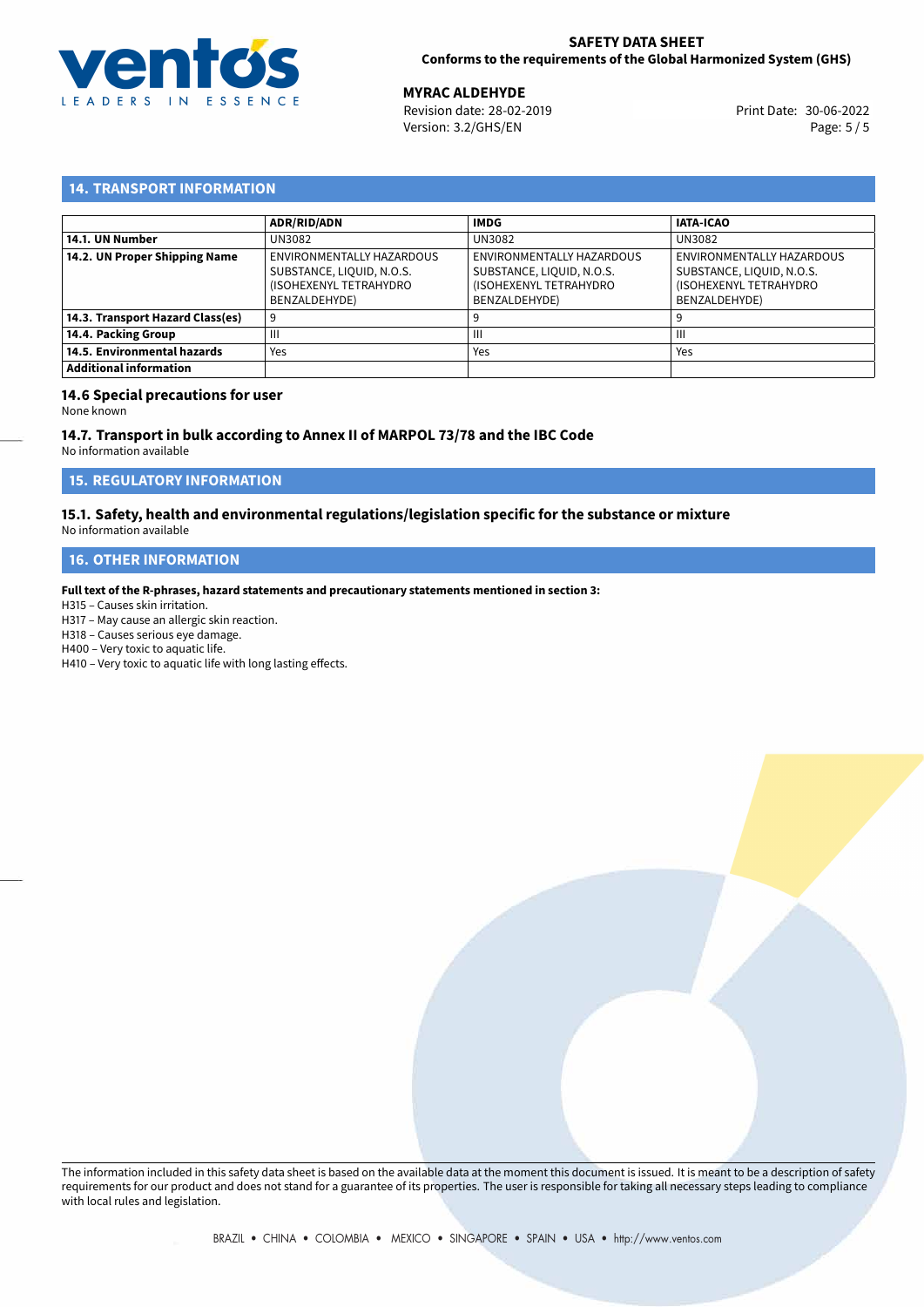## 14. TRANSPORT INFORMATION

| | ADR/RID/ADN | IMDG | IATA-ICAO |
|---|---|---|---|
| 14.1. UN Number | UN3082 | UN3082 | UN3082 |
| 14.2. UN Proper Shipping Name | ENVIRONMENTALLY HAZARDOUS SUBSTANCE, LIQUID, N.O.S. (ISOHEXENYL TETRAHYDRO BENZALDEHYDE) | ENVIRONMENTALLY HAZARDOUS SUBSTANCE, LIQUID, N.O.S. (ISOHEXENYL TETRAHYDRO BENZALDEHYDE) | ENVIRONMENTALLY HAZARDOUS SUBSTANCE, LIQUID, N.O.S. (ISOHEXENYL TETRAHYDRO BENZALDEHYDE) |
| 14.3. Transport Hazard Class(es) | 9 | 9 | 9 |
| 14.4. Packing Group | III | III | III |
| 14.5. Environmental hazards | Yes | Yes | Yes |
| Additional information | | | |

### 14.6 Special precautions for user

None known

### 14.7. Transport in bulk according to Annex II of MARPOL 73/78 and the IBC Code

No information available

## 15. REGULATORY INFORMATION

### 15.1. Safety, health and environmental regulations/legislation specific for the substance or mixture

No information available

## 16. OTHER INFORMATION

**Full text of the R-phrases, hazard statements and precautionary statements mentioned in section 3:**

H315 – Causes skin irritation.
H317 – May cause an allergic skin reaction.
H318 – Causes serious eye damage.
H400 – Very toxic to aquatic life.
H410 – Very toxic to aquatic life with long lasting effects.

The information included in this safety data sheet is based on the available data at the moment this document is issued. It is meant to be a description of safety requirements for our product and does not stand for a guarantee of its properties. The user is responsible for taking all necessary steps leading to compliance with local rules and legislation.